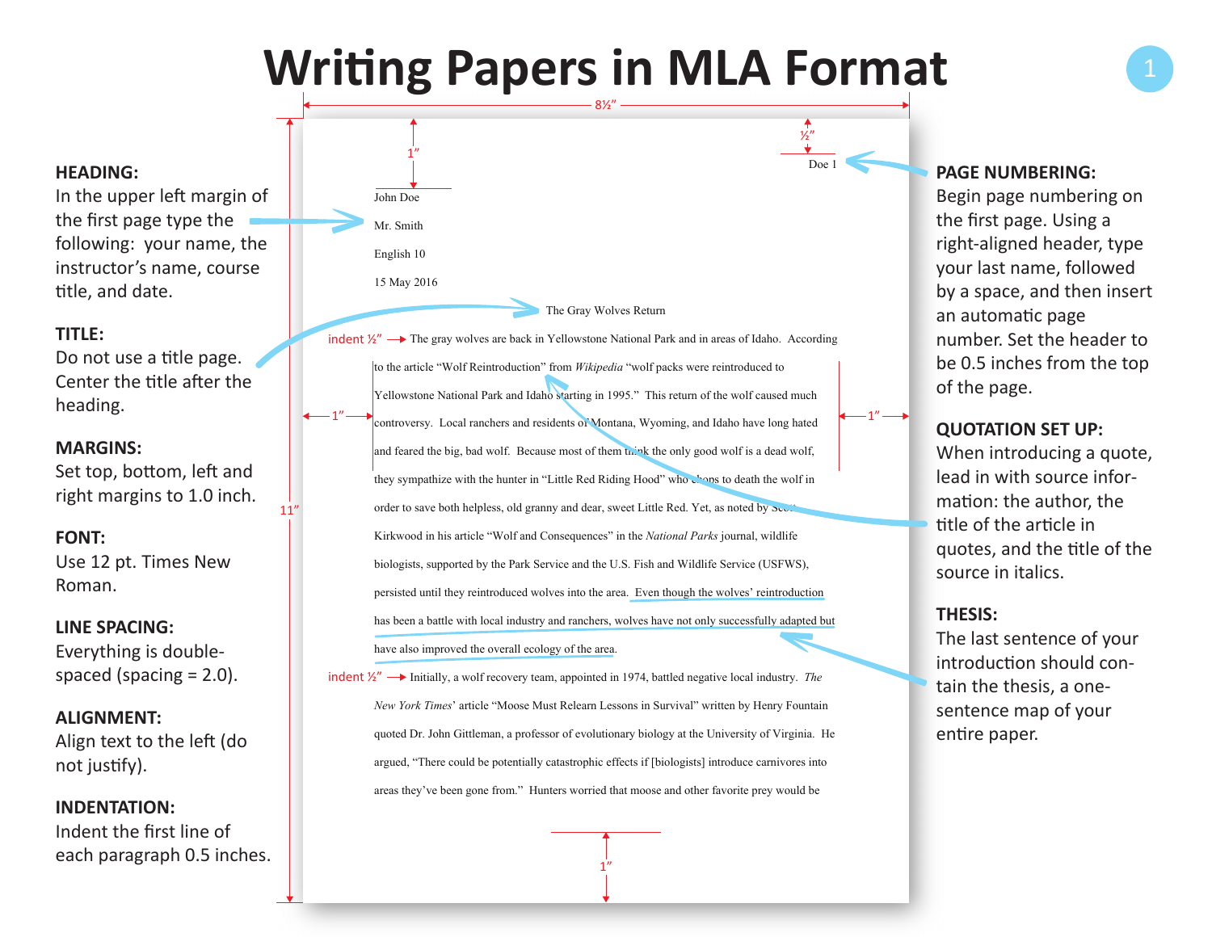# Writing Papers in MLA Format

**HEADING:**
In the upper left margin of the first page type the following: your name, the instructor's name, course title, and date.

**TITLE:**
Do not use a title page. Center the title after the heading.

**MARGINS:**
Set top, bottom, left and right margins to 1.0 inch.

**FONT:**
Use 12 pt. Times New Roman.

**LINE SPACING:**
Everything is double-spaced (spacing = 2.0).

**ALIGNMENT:**
Align text to the left (do not justify).

**INDENTATION:**
Indent the first line of each paragraph 0.5 inches.

---

8½"

½"

1"

Doe 1

John Doe

Mr. Smith

English 10

15 May 2016

The Gray Wolves Return

indent ½" → The gray wolves are back in Yellowstone National Park and in areas of Idaho. According to the article "Wolf Reintroduction" from *Wikipedia* "wolf packs were reintroduced to Yellowstone National Park and Idaho starting in 1995." This return of the wolf caused much controversy. Local ranchers and residents of Montana, Wyoming, and Idaho have long hated and feared the big, bad wolf. Because most of them think the only good wolf is a dead wolf, they sympathize with the hunter in "Little Red Riding Hood" who chops to death the wolf in order to save both helpless, old granny and dear, sweet Little Red. Yet, as noted by Scott Kirkwood in his article "Wolf and Consequences" in the *National Parks* journal, wildlife biologists, supported by the Park Service and the U.S. Fish and Wildlife Service (USFWS), persisted until they reintroduced wolves into the area. Even though the wolves' reintroduction has been a battle with local industry and ranchers, wolves have not only successfully adapted but have also improved the overall ecology of the area.

indent ½" → Initially, a wolf recovery team, appointed in 1974, battled negative local industry. *The New York Times*' article "Moose Must Relearn Lessons in Survival" written by Henry Fountain quoted Dr. John Gittleman, a professor of evolutionary biology at the University of Virginia. He argued, "There could be potentially catastrophic effects if [biologists] introduce carnivores into areas they've been gone from." Hunters worried that moose and other favorite prey would be

1" (left margin) 1" (right margin) 11" 1" (bottom margin)

---

**PAGE NUMBERING:**
Begin page numbering on the first page. Using a right-aligned header, type your last name, followed by a space, and then insert an automatic page number. Set the header to be 0.5 inches from the top of the page.

**QUOTATION SET UP:**
When introducing a quote, lead in with source information: the author, the title of the article in quotes, and the title of the source in italics.

**THESIS:**
The last sentence of your introduction should contain the thesis, a one-sentence map of your entire paper.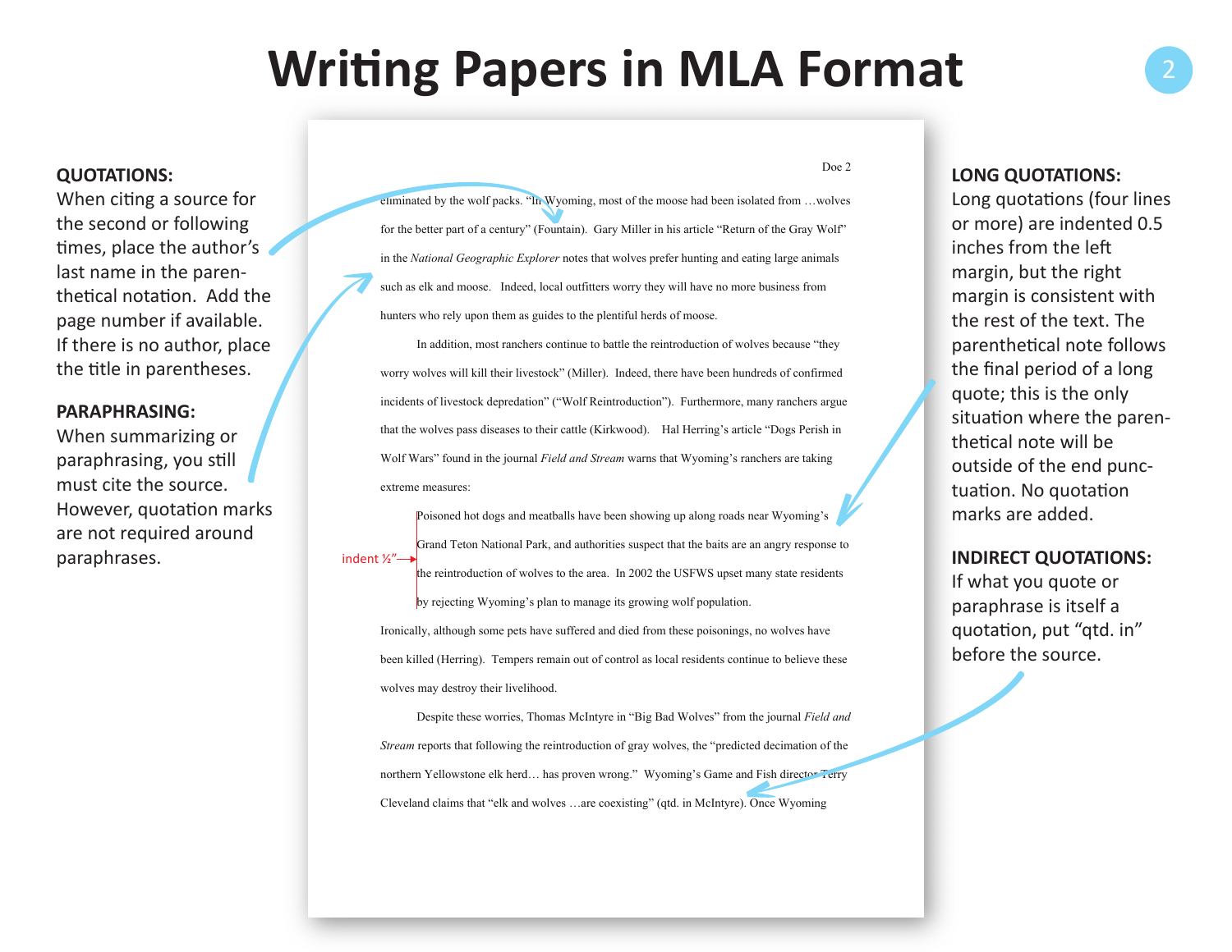# Writing Papers in MLA Format

**QUOTATIONS:**
When citing a source for the second or following times, place the author's last name in the parenthetical notation. Add the page number if available. If there is no author, place the title in parentheses.

**PARAPHRASING:**
When summarizing or paraphrasing, you still must cite the source. However, quotation marks are not required around paraphrases.

Doe 2

eliminated by the wolf packs. "In Wyoming, most of the moose had been isolated from …wolves for the better part of a century" (Fountain). Gary Miller in his article "Return of the Gray Wolf" in the *National Geographic Explorer* notes that wolves prefer hunting and eating large animals such as elk and moose. Indeed, local outfitters worry they will have no more business from hunters who rely upon them as guides to the plentiful herds of moose.

In addition, most ranchers continue to battle the reintroduction of wolves because "they worry wolves will kill their livestock" (Miller). Indeed, there have been hundreds of confirmed incidents of livestock depredation" ("Wolf Reintroduction"). Furthermore, many ranchers argue that the wolves pass diseases to their cattle (Kirkwood). Hal Herring's article "Dogs Perish in Wolf Wars" found in the journal *Field and Stream* warns that Wyoming's ranchers are taking extreme measures:

indent ½"

> Poisoned hot dogs and meatballs have been showing up along roads near Wyoming's Grand Teton National Park, and authorities suspect that the baits are an angry response to the reintroduction of wolves to the area. In 2002 the USFWS upset many state residents by rejecting Wyoming's plan to manage its growing wolf population.

Ironically, although some pets have suffered and died from these poisonings, no wolves have been killed (Herring). Tempers remain out of control as local residents continue to believe these wolves may destroy their livelihood.

Despite these worries, Thomas McIntyre in "Big Bad Wolves" from the journal *Field and Stream* reports that following the reintroduction of gray wolves, the "predicted decimation of the northern Yellowstone elk herd… has proven wrong." Wyoming's Game and Fish director Terry Cleveland claims that "elk and wolves …are coexisting" (qtd. in McIntyre). Once Wyoming

**LONG QUOTATIONS:**
Long quotations (four lines or more) are indented 0.5 inches from the left margin, but the right margin is consistent with the rest of the text. The parenthetical note follows the final period of a long quote; this is the only situation where the parenthetical note will be outside of the end punctuation. No quotation marks are added.

**INDIRECT QUOTATIONS:**
If what you quote or paraphrase is itself a quotation, put "qtd. in" before the source.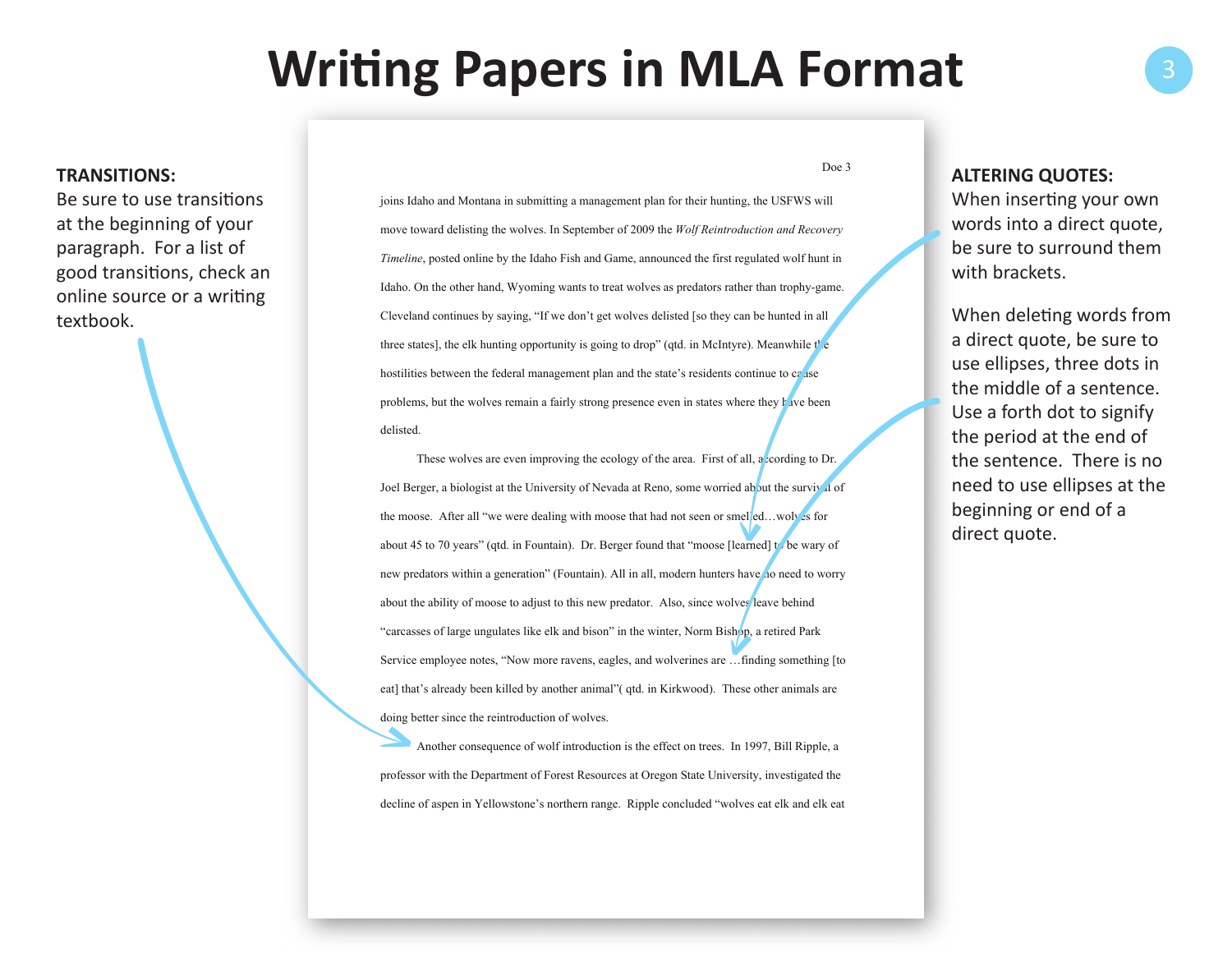# Writing Papers in MLA Format

**TRANSITIONS:**
Be sure to use transitions at the beginning of your paragraph. For a list of good transitions, check an online source or a writing textbook.

joins Idaho and Montana in submitting a management plan for their hunting, the USFWS will move toward delisting the wolves. In September of 2009 the *Wolf Reintroduction and Recovery Timeline*, posted online by the Idaho Fish and Game, announced the first regulated wolf hunt in Idaho. On the other hand, Wyoming wants to treat wolves as predators rather than trophy-game. Cleveland continues by saying, "If we don't get wolves delisted [so they can be hunted in all three states], the elk hunting opportunity is going to drop" (qtd. in McIntyre). Meanwhile the hostilities between the federal management plan and the state's residents continue to cause problems, but the wolves remain a fairly strong presence even in states where they have been delisted.

These wolves are even improving the ecology of the area. First of all, according to Dr. Joel Berger, a biologist at the University of Nevada at Reno, some worried about the survival of the moose. After all "we were dealing with moose that had not seen or smelled…wolves for about 45 to 70 years" (qtd. in Fountain). Dr. Berger found that "moose [learned] to be wary of new predators within a generation" (Fountain). All in all, modern hunters have no need to worry about the ability of moose to adjust to this new predator. Also, since wolves leave behind "carcasses of large ungulates like elk and bison" in the winter, Norm Bishop, a retired Park Service employee notes, "Now more ravens, eagles, and wolverines are …finding something [to eat] that's already been killed by another animal"( qtd. in Kirkwood). These other animals are doing better since the reintroduction of wolves.

Another consequence of wolf introduction is the effect on trees. In 1997, Bill Ripple, a professor with the Department of Forest Resources at Oregon State University, investigated the decline of aspen in Yellowstone's northern range. Ripple concluded "wolves eat elk and elk eat

**ALTERING QUOTES:**
When inserting your own words into a direct quote, be sure to surround them with brackets.

When deleting words from a direct quote, be sure to use ellipses, three dots in the middle of a sentence. Use a forth dot to signify the period at the end of the sentence. There is no need to use ellipses at the beginning or end of a direct quote.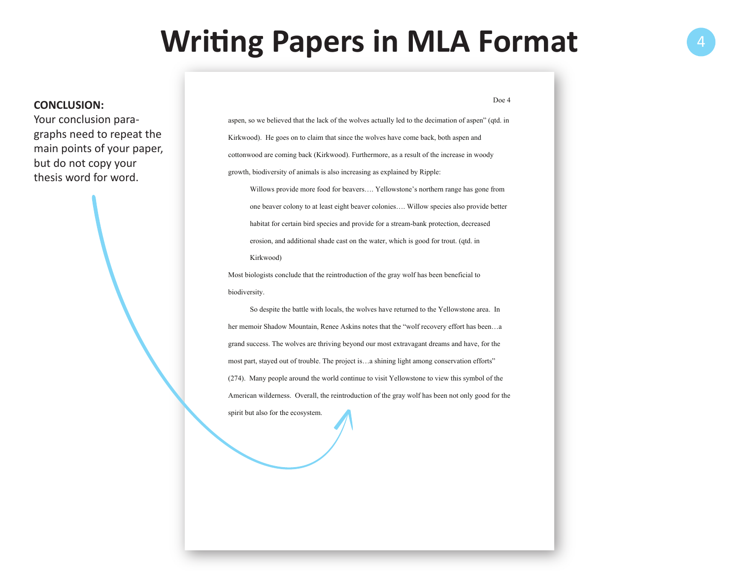# Writing Papers in MLA Format

**CONCLUSION:**
Your conclusion paragraphs need to repeat the main points of your paper, but do not copy your thesis word for word.

aspen, so we believed that the lack of the wolves actually led to the decimation of aspen" (qtd. in Kirkwood). He goes on to claim that since the wolves have come back, both aspen and cottonwood are coming back (Kirkwood). Furthermore, as a result of the increase in woody growth, biodiversity of animals is also increasing as explained by Ripple:

> Willows provide more food for beavers…. Yellowstone's northern range has gone from one beaver colony to at least eight beaver colonies…. Willow species also provide better habitat for certain bird species and provide for a stream-bank protection, decreased erosion, and additional shade cast on the water, which is good for trout. (qtd. in Kirkwood)

Most biologists conclude that the reintroduction of the gray wolf has been beneficial to biodiversity.

So despite the battle with locals, the wolves have returned to the Yellowstone area. In her memoir Shadow Mountain, Renee Askins notes that the "wolf recovery effort has been…a grand success. The wolves are thriving beyond our most extravagant dreams and have, for the most part, stayed out of trouble. The project is…a shining light among conservation efforts" (274). Many people around the world continue to visit Yellowstone to view this symbol of the American wilderness. Overall, the reintroduction of the gray wolf has been not only good for the spirit but also for the ecosystem.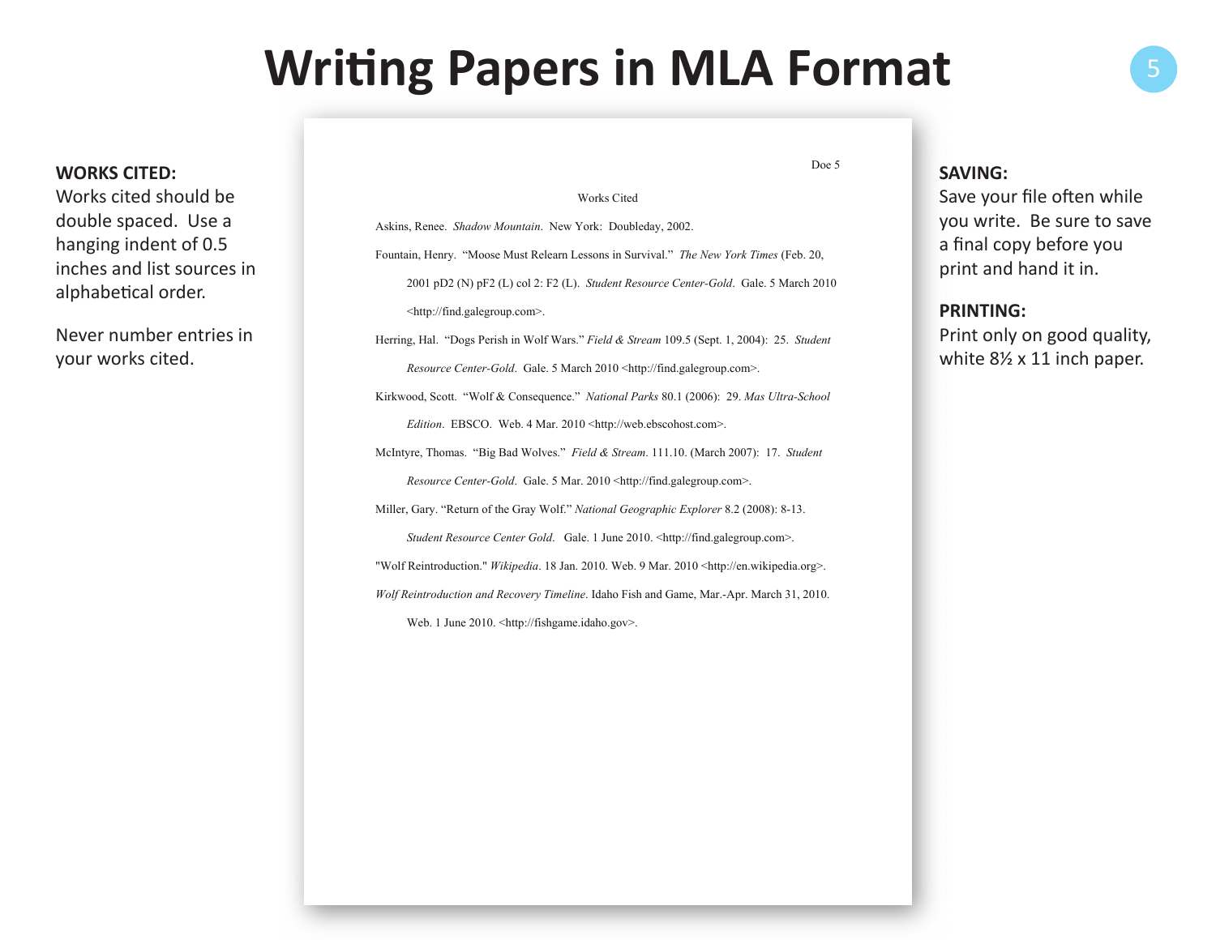# Writing Papers in MLA Format

**WORKS CITED:**
Works cited should be double spaced. Use a hanging indent of 0.5 inches and list sources in alphabetical order.

Never number entries in your works cited.

Doe 5

Works Cited

Askins, Renee. *Shadow Mountain*. New York: Doubleday, 2002.

Fountain, Henry. "Moose Must Relearn Lessons in Survival." *The New York Times* (Feb. 20, 2001 pD2 (N) pF2 (L) col 2: F2 (L). *Student Resource Center-Gold*. Gale. 5 March 2010 <http://find.galegroup.com>.

Herring, Hal. "Dogs Perish in Wolf Wars." *Field & Stream* 109.5 (Sept. 1, 2004): 25. *Student Resource Center-Gold*. Gale. 5 March 2010 <http://find.galegroup.com>.

Kirkwood, Scott. "Wolf & Consequence." *National Parks* 80.1 (2006): 29. *Mas Ultra-School Edition*. EBSCO. Web. 4 Mar. 2010 <http://web.ebscohost.com>.

McIntyre, Thomas. "Big Bad Wolves." *Field & Stream*. 111.10. (March 2007): 17. *Student Resource Center-Gold*. Gale. 5 Mar. 2010 <http://find.galegroup.com>.

Miller, Gary. "Return of the Gray Wolf." *National Geographic Explorer* 8.2 (2008): 8-13. *Student Resource Center Gold*. Gale. 1 June 2010. <http://find.galegroup.com>.

"Wolf Reintroduction." *Wikipedia*. 18 Jan. 2010. Web. 9 Mar. 2010 <http://en.wikipedia.org>.

*Wolf Reintroduction and Recovery Timeline*. Idaho Fish and Game, Mar.-Apr. March 31, 2010. Web. 1 June 2010. <http://fishgame.idaho.gov>.

**SAVING:**
Save your file often while you write. Be sure to save a final copy before you print and hand it in.

**PRINTING:**
Print only on good quality, white 8½ x 11 inch paper.